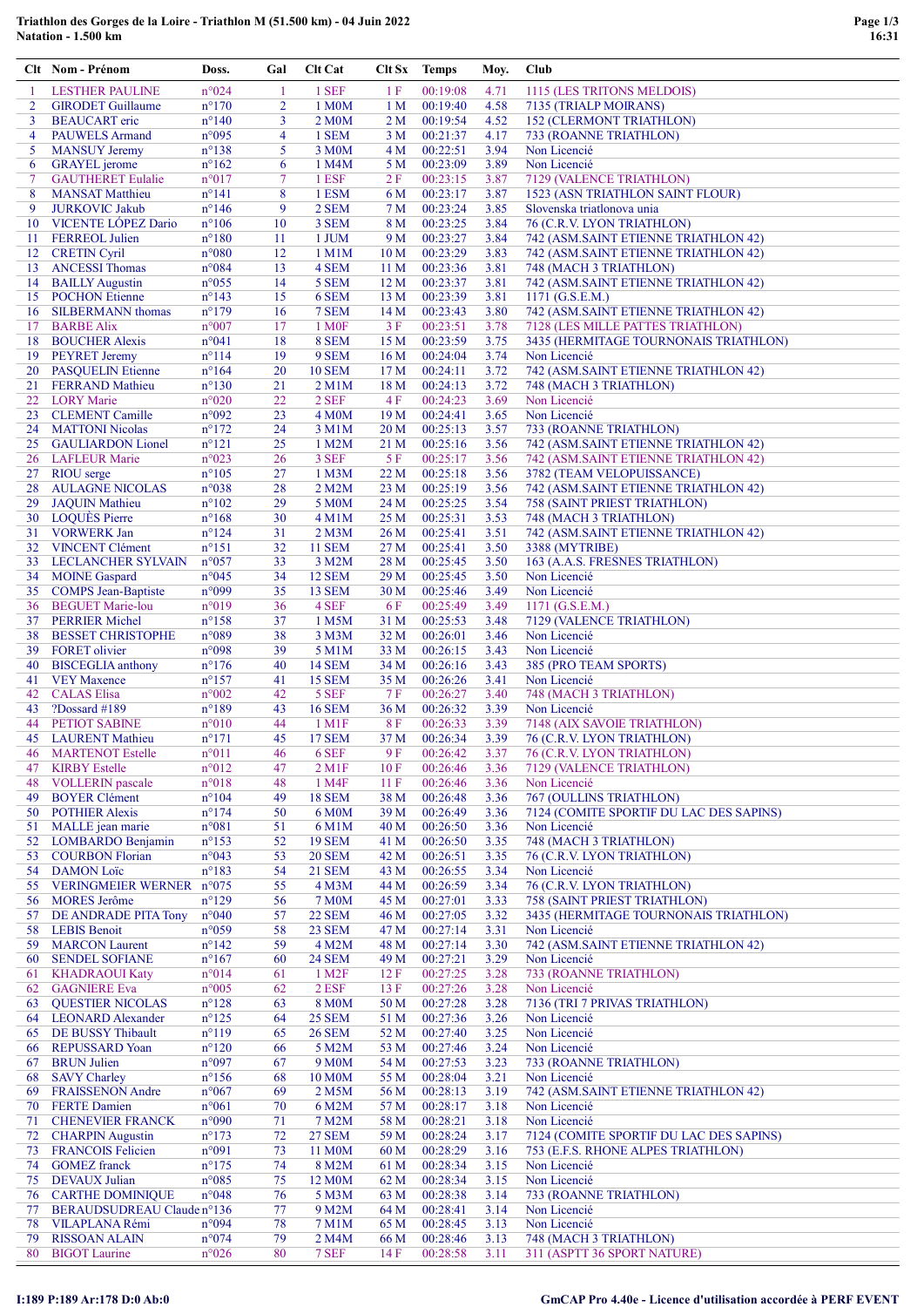**Triathlon des Gorges de la Loire - Triathlon M (51.500 km) - 04 Juin 2022**
**Natation - 1.500 km**

| Clt | Nom - Prénom | Doss. | Gal | Clt Cat | Clt Sx | Temps | Moy. | Club |
|---|---|---|---|---|---|---|---|---|
| 1 | LESTHER PAULINE | n°024 | 1 | 1 SEF | 1 F | 00:19:08 | 4.71 | 1115 (LES TRITONS MELDOIS) |
| 2 | GIRODET Guillaume | n°170 | 2 | 1 M0M | 1 M | 00:19:40 | 4.58 | 7135 (TRIALP MOIRANS) |
| 3 | BEAUCART eric | n°140 | 3 | 2 M0M | 2 M | 00:19:54 | 4.52 | 152 (CLERMONT TRIATHLON) |
| 4 | PAUWELS Armand | n°095 | 4 | 1 SEM | 3 M | 00:21:37 | 4.17 | 733 (ROANNE TRIATHLON) |
| 5 | MANSUY Jeremy | n°138 | 5 | 3 M0M | 4 M | 00:22:51 | 3.94 | Non Licencié |
| 6 | GRAYEL jerome | n°162 | 6 | 1 M4M | 5 M | 00:23:09 | 3.89 | Non Licencié |
| 7 | GAUTHERET Eulalie | n°017 | 7 | 1 ESF | 2 F | 00:23:15 | 3.87 | 7129 (VALENCE TRIATHLON) |
| 8 | MANSAT Matthieu | n°141 | 8 | 1 ESM | 6 M | 00:23:17 | 3.87 | 1523 (ASN TRIATHLON SAINT FLOUR) |
| 9 | JURKOVIC Jakub | n°146 | 9 | 2 SEM | 7 M | 00:23:24 | 3.85 | Slovenska triatlonova unia |
| 10 | VICENTE LÓPEZ Dario | n°106 | 10 | 3 SEM | 8 M | 00:23:25 | 3.84 | 76 (C.R.V. LYON TRIATHLON) |
| 11 | FERREOL Julien | n°180 | 11 | 1 JUM | 9 M | 00:23:27 | 3.84 | 742 (ASM.SAINT ETIENNE TRIATHLON 42) |
| 12 | CRETIN Cyril | n°080 | 12 | 1 M1M | 10 M | 00:23:29 | 3.83 | 742 (ASM.SAINT ETIENNE TRIATHLON 42) |
| 13 | ANCESSI Thomas | n°084 | 13 | 4 SEM | 11 M | 00:23:36 | 3.81 | 748 (MACH 3 TRIATHLON) |
| 14 | BAILLY Augustin | n°055 | 14 | 5 SEM | 12 M | 00:23:37 | 3.81 | 742 (ASM.SAINT ETIENNE TRIATHLON 42) |
| 15 | POCHON Etienne | n°143 | 15 | 6 SEM | 13 M | 00:23:39 | 3.81 | 1171 (G.S.E.M.) |
| 16 | SILBERMANN thomas | n°179 | 16 | 7 SEM | 14 M | 00:23:43 | 3.80 | 742 (ASM.SAINT ETIENNE TRIATHLON 42) |
| 17 | BARBE Alix | n°007 | 17 | 1 M0F | 3 F | 00:23:51 | 3.78 | 7128 (LES MILLE PATTES TRIATHLON) |
| 18 | BOUCHER Alexis | n°041 | 18 | 8 SEM | 15 M | 00:23:59 | 3.75 | 3435 (HERMITAGE TOURNONAIS TRIATHLON) |
| 19 | PEYRET Jeremy | n°114 | 19 | 9 SEM | 16 M | 00:24:04 | 3.74 | Non Licencié |
| 20 | PASQUELIN Etienne | n°164 | 20 | 10 SEM | 17 M | 00:24:11 | 3.72 | 742 (ASM.SAINT ETIENNE TRIATHLON 42) |
| 21 | FERRAND Mathieu | n°130 | 21 | 2 M1M | 18 M | 00:24:13 | 3.72 | 748 (MACH 3 TRIATHLON) |
| 22 | LORY Marie | n°020 | 22 | 2 SEF | 4 F | 00:24:23 | 3.69 | Non Licencié |
| 23 | CLEMENT Camille | n°092 | 23 | 4 M0M | 19 M | 00:24:41 | 3.65 | Non Licencié |
| 24 | MATTONI Nicolas | n°172 | 24 | 3 M1M | 20 M | 00:25:13 | 3.57 | 733 (ROANNE TRIATHLON) |
| 25 | GAULIARDON Lionel | n°121 | 25 | 1 M2M | 21 M | 00:25:16 | 3.56 | 742 (ASM.SAINT ETIENNE TRIATHLON 42) |
| 26 | LAFLEUR Marie | n°023 | 26 | 3 SEF | 5 F | 00:25:17 | 3.56 | 742 (ASM.SAINT ETIENNE TRIATHLON 42) |
| 27 | RIOU serge | n°105 | 27 | 1 M3M | 22 M | 00:25:18 | 3.56 | 3782 (TEAM VELOPUISSANCE) |
| 28 | AULAGNE NICOLAS | n°038 | 28 | 2 M2M | 23 M | 00:25:19 | 3.56 | 742 (ASM.SAINT ETIENNE TRIATHLON 42) |
| 29 | JAQUIN Mathieu | n°102 | 29 | 5 M0M | 24 M | 00:25:25 | 3.54 | 758 (SAINT PRIEST TRIATHLON) |
| 30 | LOQUÈS Pierre | n°168 | 30 | 4 M1M | 25 M | 00:25:31 | 3.53 | 748 (MACH 3 TRIATHLON) |
| 31 | VORWERK Jan | n°124 | 31 | 2 M3M | 26 M | 00:25:41 | 3.51 | 742 (ASM.SAINT ETIENNE TRIATHLON 42) |
| 32 | VINCENT Clément | n°151 | 32 | 11 SEM | 27 M | 00:25:41 | 3.50 | 3388 (MYTRIBE) |
| 33 | LECLANCHER SYLVAIN | n°057 | 33 | 3 M2M | 28 M | 00:25:45 | 3.50 | 163 (A.A.S. FRESNES TRIATHLON) |
| 34 | MOINE Gaspard | n°045 | 34 | 12 SEM | 29 M | 00:25:45 | 3.50 | Non Licencié |
| 35 | COMPS Jean-Baptiste | n°099 | 35 | 13 SEM | 30 M | 00:25:46 | 3.49 | Non Licencié |
| 36 | BEGUET Marie-lou | n°019 | 36 | 4 SEF | 6 F | 00:25:49 | 3.49 | 1171 (G.S.E.M.) |
| 37 | PERRIER Michel | n°158 | 37 | 1 M5M | 31 M | 00:25:53 | 3.48 | 7129 (VALENCE TRIATHLON) |
| 38 | BESSET CHRISTOPHE | n°089 | 38 | 3 M3M | 32 M | 00:26:01 | 3.46 | Non Licencié |
| 39 | FORET olivier | n°098 | 39 | 5 M1M | 33 M | 00:26:15 | 3.43 | Non Licencié |
| 40 | BISCEGLIA anthony | n°176 | 40 | 14 SEM | 34 M | 00:26:16 | 3.43 | 385 (PRO TEAM SPORTS) |
| 41 | VEY Maxence | n°157 | 41 | 15 SEM | 35 M | 00:26:26 | 3.41 | Non Licencié |
| 42 | CALAS Elisa | n°002 | 42 | 5 SEF | 7 F | 00:26:27 | 3.40 | 748 (MACH 3 TRIATHLON) |
| 43 | ?Dossard #189 | n°189 | 43 | 16 SEM | 36 M | 00:26:32 | 3.39 | Non Licencié |
| 44 | PETIOT SABINE | n°010 | 44 | 1 M1F | 8 F | 00:26:33 | 3.39 | 7148 (AIX SAVOIE TRIATHLON) |
| 45 | LAURENT Mathieu | n°171 | 45 | 17 SEM | 37 M | 00:26:34 | 3.39 | 76 (C.R.V. LYON TRIATHLON) |
| 46 | MARTENOT Estelle | n°011 | 46 | 6 SEF | 9 F | 00:26:42 | 3.37 | 76 (C.R.V. LYON TRIATHLON) |
| 47 | KIRBY Estelle | n°012 | 47 | 2 M1F | 10 F | 00:26:46 | 3.36 | 7129 (VALENCE TRIATHLON) |
| 48 | VOLLERIN pascale | n°018 | 48 | 1 M4F | 11 F | 00:26:46 | 3.36 | Non Licencié |
| 49 | BOYER Clément | n°104 | 49 | 18 SEM | 38 M | 00:26:48 | 3.36 | 767 (OULLINS TRIATHLON) |
| 50 | POTHIER Alexis | n°174 | 50 | 6 M0M | 39 M | 00:26:49 | 3.36 | 7124 (COMITE SPORTIF DU LAC DES SAPINS) |
| 51 | MALLE jean marie | n°081 | 51 | 6 M1M | 40 M | 00:26:50 | 3.36 | Non Licencié |
| 52 | LOMBARDO Benjamin | n°153 | 52 | 19 SEM | 41 M | 00:26:50 | 3.35 | 748 (MACH 3 TRIATHLON) |
| 53 | COURBON Florian | n°043 | 53 | 20 SEM | 42 M | 00:26:51 | 3.35 | 76 (C.R.V. LYON TRIATHLON) |
| 54 | DAMON Loïc | n°183 | 54 | 21 SEM | 43 M | 00:26:55 | 3.34 | Non Licencié |
| 55 | VERINGMEIER WERNER | n°075 | 55 | 4 M3M | 44 M | 00:26:59 | 3.34 | 76 (C.R.V. LYON TRIATHLON) |
| 56 | MORES Jerôme | n°129 | 56 | 7 M0M | 45 M | 00:27:01 | 3.33 | 758 (SAINT PRIEST TRIATHLON) |
| 57 | DE ANDRADE PITA Tony | n°040 | 57 | 22 SEM | 46 M | 00:27:05 | 3.32 | 3435 (HERMITAGE TOURNONAIS TRIATHLON) |
| 58 | LEBIS Benoit | n°059 | 58 | 23 SEM | 47 M | 00:27:14 | 3.31 | Non Licencié |
| 59 | MARCON Laurent | n°142 | 59 | 4 M2M | 48 M | 00:27:14 | 3.30 | 742 (ASM.SAINT ETIENNE TRIATHLON 42) |
| 60 | SENDRE SOFIANE | n°167 | 60 | 24 SEM | 49 M | 00:27:21 | 3.29 | Non Licencié |
| 61 | KHADRAOUI Katy | n°014 | 61 | 1 M2F | 12 F | 00:27:25 | 3.28 | 733 (ROANNE TRIATHLON) |
| 62 | GAGNIERE Eva | n°005 | 62 | 2 ESF | 13 F | 00:27:26 | 3.28 | Non Licencié |
| 63 | QUESTIER NICOLAS | n°128 | 63 | 8 M0M | 50 M | 00:27:28 | 3.28 | 7136 (TRI 7 PRIVAS TRIATHLON) |
| 64 | LEONARD Alexander | n°125 | 64 | 25 SEM | 51 M | 00:27:36 | 3.26 | Non Licencié |
| 65 | DE BUSSY Thibault | n°119 | 65 | 26 SEM | 52 M | 00:27:40 | 3.25 | Non Licencié |
| 66 | REPUSSARD Yoan | n°120 | 66 | 5 M2M | 53 M | 00:27:46 | 3.24 | Non Licencié |
| 67 | BRUN Julien | n°097 | 67 | 9 M0M | 54 M | 00:27:53 | 3.23 | 733 (ROANNE TRIATHLON) |
| 68 | SAVY Charley | n°156 | 68 | 10 M0M | 55 M | 00:28:04 | 3.21 | Non Licencié |
| 69 | FRAISSENON Andre | n°067 | 69 | 2 M5M | 56 M | 00:28:13 | 3.19 | 742 (ASM.SAINT ETIENNE TRIATHLON 42) |
| 70 | FERTE Damien | n°061 | 70 | 6 M2M | 57 M | 00:28:17 | 3.18 | Non Licencié |
| 71 | CHENEVIER FRANCK | n°090 | 71 | 7 M2M | 58 M | 00:28:21 | 3.18 | Non Licencié |
| 72 | CHARPIN Augustin | n°173 | 72 | 27 SEM | 59 M | 00:28:24 | 3.17 | 7124 (COMITE SPORTIF DU LAC DES SAPINS) |
| 73 | FRANCOIS Felicien | n°091 | 73 | 11 M0M | 60 M | 00:28:29 | 3.16 | 753 (E.F.S. RHONE ALPES TRIATHLON) |
| 74 | GOMEZ franck | n°175 | 74 | 8 M2M | 61 M | 00:28:34 | 3.15 | Non Licencié |
| 75 | DEVAUX Julian | n°085 | 75 | 12 M0M | 62 M | 00:28:34 | 3.15 | Non Licencié |
| 76 | CARTHE DOMINIQUE | n°048 | 76 | 5 M3M | 63 M | 00:28:38 | 3.14 | 733 (ROANNE TRIATHLON) |
| 77 | BERAUDSUDREAU Claude | n°136 | 77 | 9 M2M | 64 M | 00:28:41 | 3.14 | Non Licencié |
| 78 | VILAPLANA Rémi | n°094 | 78 | 7 M1M | 65 M | 00:28:45 | 3.13 | Non Licencié |
| 79 | RISSOAN ALAIN | n°074 | 79 | 2 M4M | 66 M | 00:28:46 | 3.13 | 748 (MACH 3 TRIATHLON) |
| 80 | BIGOT Laurine | n°026 | 80 | 7 SEF | 14 F | 00:28:58 | 3.11 | 311 (ASPTT 36 SPORT NATURE) |

I:189 P:189 Ar:178 D:0 Ab:0

GmCAP Pro 4.40e - Licence d'utilisation accordée à PERF EVENT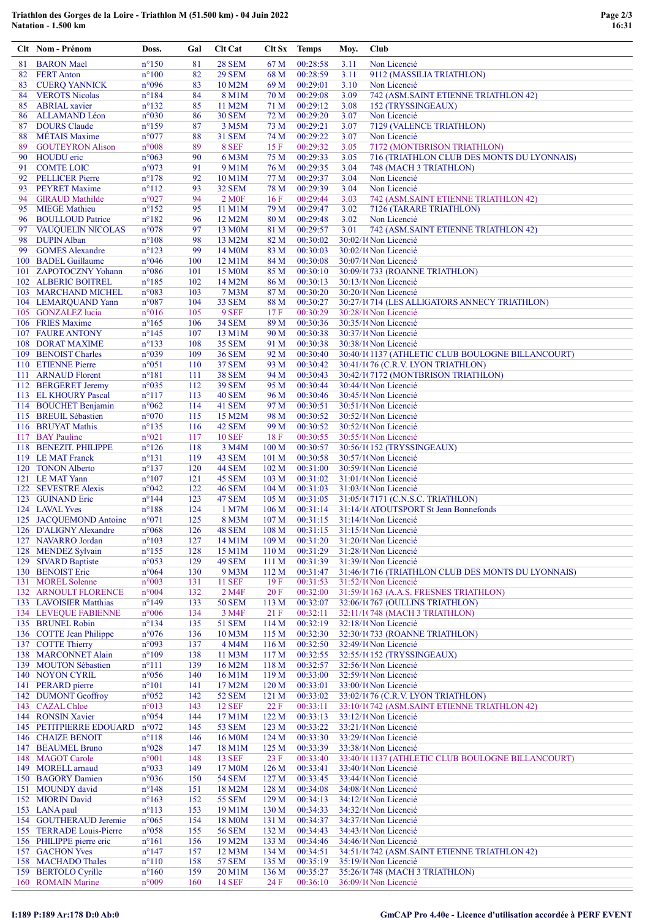# Triathlon des Gorges de la Loire - Triathlon M (51.500 km) - 04 Juin 2022

## Natation - 1.500 km

| Clt | Nom - Prénom | Doss. | Gal | Clt Cat | Clt Sx | Temps | Moy. | Club |
|---|---|---|---|---|---|---|---|---|
| 81 | BARON Mael | n°150 | 81 | 28 SEM | 67 M | 00:28:58 | 3.11 | Non Licencié |
| 82 | FERT Anton | n°100 | 82 | 29 SEM | 68 M | 00:28:59 | 3.11 | 9112 (MASSILIA TRIATHLON) |
| 83 | CUERQ YANNICK | n°096 | 83 | 10 M2M | 69 M | 00:29:01 | 3.10 | Non Licencié |
| 84 | VEROTS Nicolas | n°184 | 84 | 8 M1M | 70 M | 00:29:08 | 3.09 | 742 (ASM.SAINT ETIENNE TRIATHLON 42) |
| 85 | ABRIAL xavier | n°132 | 85 | 11 M2M | 71 M | 00:29:12 | 3.08 | 152 (TRYSSINGEAUX) |
| 86 | ALLAMAND Léon | n°030 | 86 | 30 SEM | 72 M | 00:29:20 | 3.07 | Non Licencié |
| 87 | DOURS Claude | n°159 | 87 | 3 M5M | 73 M | 00:29:21 | 3.07 | 7129 (VALENCE TRIATHLON) |
| 88 | MÉTAIS Maxime | n°077 | 88 | 31 SEM | 74 M | 00:29:22 | 3.07 | Non Licencié |
| 89 | GOUTEYRON Alison | n°008 | 89 | 8 SEF | 15 F | 00:29:32 | 3.05 | 7172 (MONTBRISON TRIATHLON) |
| 90 | HOUDU eric | n°063 | 90 | 6 M3M | 75 M | 00:29:33 | 3.05 | 716 (TRIATHLON CLUB DES MONTS DU LYONNAIS) |
| 91 | COMTE LOIC | n°073 | 91 | 9 M1M | 76 M | 00:29:35 | 3.04 | 748 (MACH 3 TRIATHLON) |
| 92 | PELLICER Pierre | n°178 | 92 | 10 M1M | 77 M | 00:29:37 | 3.04 | Non Licencié |
| 93 | PEYRET Maxime | n°112 | 93 | 32 SEM | 78 M | 00:29:39 | 3.04 | Non Licencié |
| 94 | GIRAUD Mathilde | n°027 | 94 | 2 M0F | 16 F | 00:29:44 | 3.03 | 742 (ASM.SAINT ETIENNE TRIATHLON 42) |
| 95 | MIEGE Mathieu | n°152 | 95 | 11 M1M | 79 M | 00:29:47 | 3.02 | 7126 (TARARE TRIATHLON) |
| 96 | BOULLOUD Patrice | n°182 | 96 | 12 M2M | 80 M | 00:29:48 | 3.02 | Non Licencié |
| 97 | VAUQUELIN NICOLAS | n°078 | 97 | 13 M0M | 81 M | 00:29:57 | 3.01 | 742 (ASM.SAINT ETIENNE TRIATHLON 42) |
| 98 | DUPIN Alban | n°108 | 98 | 13 M2M | 82 M | 00:30:02 | 30:02/1( | Non Licencié |
| 99 | GOMES Alexandre | n°123 | 99 | 14 M0M | 83 M | 00:30:03 | 30:02/1( | Non Licencié |
| 100 | BADEL Guillaume | n°046 | 100 | 12 M1M | 84 M | 00:30:08 | 30:07/1( | Non Licencié |
| 101 | ZAPOTOCZNY Yohann | n°086 | 101 | 15 M0M | 85 M | 00:30:10 | 30:09/1( | 733 (ROANNE TRIATHLON) |
| 102 | ALBERIC BOITREL | n°185 | 102 | 14 M2M | 86 M | 00:30:13 | 30:13/1( | Non Licencié |
| 103 | MARCHAND MICHEL | n°083 | 103 | 7 M3M | 87 M | 00:30:20 | 30:20/1( | Non Licencié |
| 104 | LEMARQUAND Yann | n°087 | 104 | 33 SEM | 88 M | 00:30:27 | 30:27/1( | 714 (LES ALLIGATORS ANNECY TRIATHLON) |
| 105 | GONZALEZ lucia | n°016 | 105 | 9 SEF | 17 F | 00:30:29 | 30:28/1( | Non Licencié |
| 106 | FRIES Maxime | n°165 | 106 | 34 SEM | 89 M | 00:30:36 | 30:35/1( | Non Licencié |
| 107 | FAURE ANTONY | n°145 | 107 | 13 M1M | 90 M | 00:30:38 | 30:37/1( | Non Licencié |
| 108 | DORAT MAXIME | n°133 | 108 | 35 SEM | 91 M | 00:30:38 | 30:38/1( | Non Licencié |
| 109 | BENOIST Charles | n°039 | 109 | 36 SEM | 92 M | 00:30:40 | 30:40/1( | 1137 (ATHLETIC CLUB BOULOGNE BILLANCOURT) |
| 110 | ETIENNE Pierre | n°051 | 110 | 37 SEM | 93 M | 00:30:42 | 30:41/1( | 76 (C.R.V. LYON TRIATHLON) |
| 111 | ARNAUD Florent | n°181 | 111 | 38 SEM | 94 M | 00:30:43 | 30:42/1( | 7172 (MONTBRISON TRIATHLON) |
| 112 | BERGERET Jeremy | n°035 | 112 | 39 SEM | 95 M | 00:30:44 | 30:44/1( | Non Licencié |
| 113 | EL KHOURY Pascal | n°117 | 113 | 40 SEM | 96 M | 00:30:46 | 30:45/1( | Non Licencié |
| 114 | BOUCHET Benjamin | n°062 | 114 | 41 SEM | 97 M | 00:30:51 | 30:51/1( | Non Licencié |
| 115 | BREUIL Sébastien | n°070 | 115 | 15 M2M | 98 M | 00:30:52 | 30:52/1( | Non Licencié |
| 116 | BRUYAT Mathis | n°135 | 116 | 42 SEM | 99 M | 00:30:52 | 30:52/1( | Non Licencié |
| 117 | BAY Pauline | n°021 | 117 | 10 SEF | 18 F | 00:30:55 | 30:55/1( | Non Licencié |
| 118 | BENEZIT. PHILIPPE | n°126 | 118 | 3 M4M | 100 M | 00:30:57 | 30:56/1( | 152 (TRYSSINGEAUX) |
| 119 | LE MAT Franck | n°131 | 119 | 43 SEM | 101 M | 00:30:58 | 30:57/1( | Non Licencié |
| 120 | TONON Alberto | n°137 | 120 | 44 SEM | 102 M | 00:31:00 | 30:59/1( | Non Licencié |
| 121 | LE MAT Yann | n°107 | 121 | 45 SEM | 103 M | 00:31:02 | 31:01/1( | Non Licencié |
| 122 | SEVESTRE Alexis | n°042 | 122 | 46 SEM | 104 M | 00:31:03 | 31:03/1( | Non Licencié |
| 123 | GUINAND Eric | n°144 | 123 | 47 SEM | 105 M | 00:31:05 | 31:05/1( | 7171 (C.N.S.C. TRIATHLON) |
| 124 | LAVAL Yves | n°188 | 124 | 1 M7M | 106 M | 00:31:14 | 31:14/1( | ATOUTSPORT St Jean Bonnefonds |
| 125 | JACQUEMOND Antoine | n°071 | 125 | 8 M3M | 107 M | 00:31:15 | 31:14/1( | Non Licencié |
| 126 | D'ALIGNY Alexandre | n°068 | 126 | 48 SEM | 108 M | 00:31:15 | 31:15/1( | Non Licencié |
| 127 | NAVARRO Jordan | n°103 | 127 | 14 M1M | 109 M | 00:31:20 | 31:20/1( | Non Licencié |
| 128 | MENDEZ Sylvain | n°155 | 128 | 15 M1M | 110 M | 00:31:29 | 31:28/1( | Non Licencié |
| 129 | SIVARD Baptiste | n°053 | 129 | 49 SEM | 111 M | 00:31:39 | 31:39/1( | Non Licencié |
| 130 | BENOIST Eric | n°064 | 130 | 9 M3M | 112 M | 00:31:47 | 31:46/1( | 716 (TRIATHLON CLUB DES MONTS DU LYONNAIS) |
| 131 | MOREL Solenne | n°003 | 131 | 11 SEF | 19 F | 00:31:53 | 31:52/1( | Non Licencié |
| 132 | ARNOULT FLORENCE | n°004 | 132 | 2 M4F | 20 F | 00:32:00 | 31:59/1( | 163 (A.A.S. FRESNES TRIATHLON) |
| 133 | LAVOISIER Matthias | n°149 | 133 | 50 SEM | 113 M | 00:32:07 | 32:06/1( | 767 (OULLINS TRIATHLON) |
| 134 | LEVEQUE FABIENNE | n°006 | 134 | 3 M4F | 21 F | 00:32:11 | 32:11/1( | 748 (MACH 3 TRIATHLON) |
| 135 | BRUNEL Robin | n°134 | 135 | 51 SEM | 114 M | 00:32:19 | 32:18/1( | Non Licencié |
| 136 | COTTE Jean Philippe | n°076 | 136 | 10 M3M | 115 M | 00:32:30 | 32:30/1( | 733 (ROANNE TRIATHLON) |
| 137 | COTTE Thierry | n°093 | 137 | 4 M4M | 116 M | 00:32:50 | 32:49/1( | Non Licencié |
| 138 | MARCONNET Alain | n°109 | 138 | 11 M3M | 117 M | 00:32:55 | 32:55/1( | 152 (TRYSSINGEAUX) |
| 139 | MOUTON Sébastien | n°111 | 139 | 16 M2M | 118 M | 00:32:57 | 32:56/1( | Non Licencié |
| 140 | NOYON CYRIL | n°056 | 140 | 16 M1M | 119 M | 00:33:00 | 32:59/1( | Non Licencié |
| 141 | PERARD pierre | n°101 | 141 | 17 M2M | 120 M | 00:33:01 | 33:00/1( | Non Licencié |
| 142 | DUMONT Geoffroy | n°052 | 142 | 52 SEM | 121 M | 00:33:02 | 33:02/1( | 76 (C.R.V. LYON TRIATHLON) |
| 143 | CAZAL Chloe | n°013 | 143 | 12 SEF | 22 F | 00:33:11 | 33:10/1( | 742 (ASM.SAINT ETIENNE TRIATHLON 42) |
| 144 | RONSIN Xavier | n°054 | 144 | 17 M1M | 122 M | 00:33:13 | 33:12/1( | Non Licencié |
| 145 | PETITPIERRE EDOUARD | n°072 | 145 | 53 SEM | 123 M | 00:33:22 | 33:21/1( | Non Licencié |
| 146 | CHAIZE BENOIT | n°118 | 146 | 16 M0M | 124 M | 00:33:30 | 33:29/1( | Non Licencié |
| 147 | BEAUMEL Bruno | n°028 | 147 | 18 M1M | 125 M | 00:33:39 | 33:38/1( | Non Licencié |
| 148 | MAGOT Carole | n°001 | 148 | 13 SEF | 23 F | 00:33:40 | 33:40/1( | 1137 (ATHLETIC CLUB BOULOGNE BILLANCOURT) |
| 149 | MORELL arnaud | n°033 | 149 | 17 M0M | 126 M | 00:33:41 | 33:40/1( | Non Licencié |
| 150 | BAGORY Damien | n°036 | 150 | 54 SEM | 127 M | 00:33:45 | 33:44/1( | Non Licencié |
| 151 | MOUNDY david | n°148 | 151 | 18 M2M | 128 M | 00:34:08 | 34:08/1( | Non Licencié |
| 152 | MIORIN David | n°163 | 152 | 55 SEM | 129 M | 00:34:13 | 34:12/1( | Non Licencié |
| 153 | LANA paul | n°113 | 153 | 19 M1M | 130 M | 00:34:33 | 34:32/1( | Non Licencié |
| 154 | GOUTHERAUD Jeremie | n°065 | 154 | 18 M0M | 131 M | 00:34:37 | 34:37/1( | Non Licencié |
| 155 | TERRADE Louis-Pierre | n°058 | 155 | 56 SEM | 132 M | 00:34:43 | 34:43/1( | Non Licencié |
| 156 | PHILIPPE pierre eric | n°161 | 156 | 19 M2M | 133 M | 00:34:46 | 34:46/1( | Non Licencié |
| 157 | GACHON Yves | n°147 | 157 | 12 M3M | 134 M | 00:34:51 | 34:51/1( | 742 (ASM.SAINT ETIENNE TRIATHLON 42) |
| 158 | MACHADO Thales | n°110 | 158 | 57 SEM | 135 M | 00:35:19 | 35:19/1( | Non Licencié |
| 159 | BERTOLO Cyrille | n°160 | 159 | 20 M1M | 136 M | 00:35:27 | 35:26/1( | 748 (MACH 3 TRIATHLON) |
| 160 | ROMAIN Marine | n°009 | 160 | 14 SEF | 24 F | 00:36:10 | 36:09/1( | Non Licencié |

I:189 P:189 Ar:178 D:0 Ab:0

GmCAP Pro 4.40e - Licence d'utilisation accordée à PERF EVENT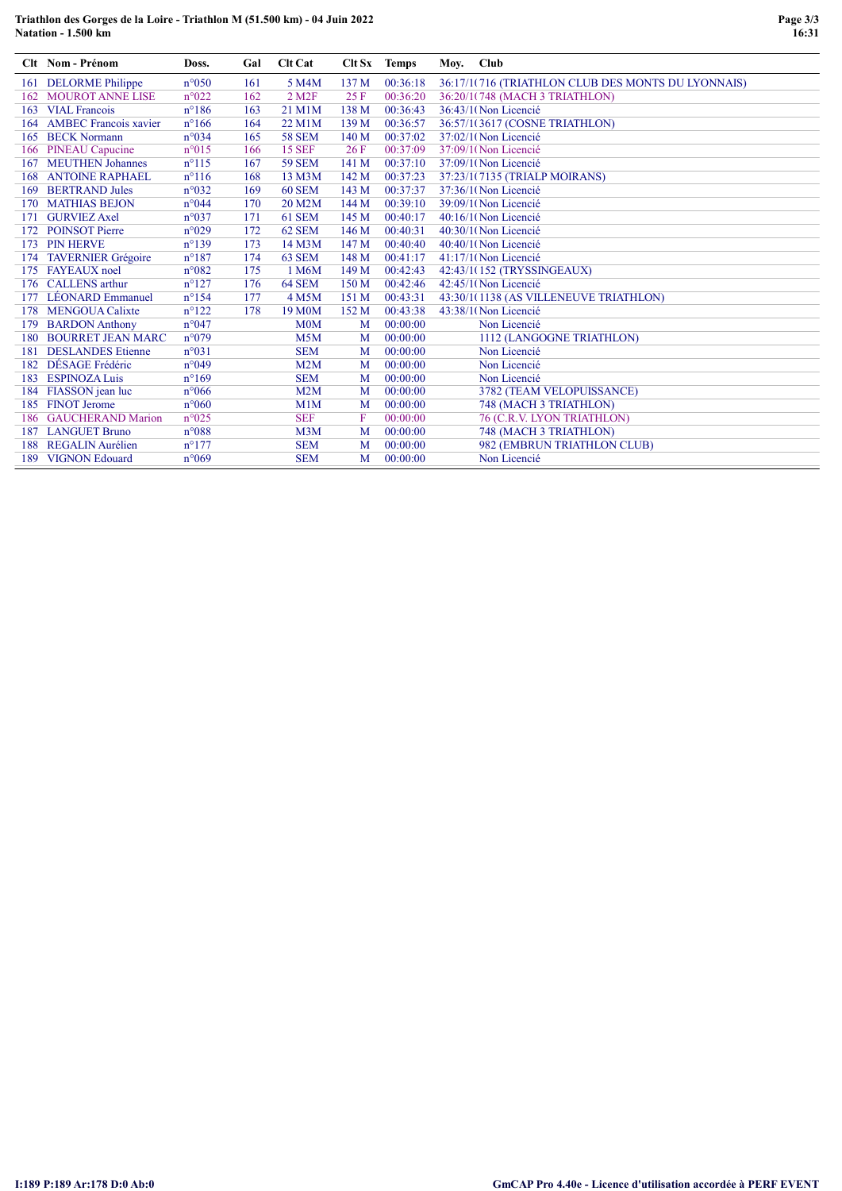**Triathlon des Gorges de la Loire - Triathlon M (51.500 km) - 04 Juin 2022**
**Natation - 1.500 km**

| Clt | Nom - Prénom | Doss. | Gal | Clt Cat | Clt Sx | Temps | Moy. | Club |
|---|---|---|---|---|---|---|---|---|
| 161 | DELORME Philippe | n°050 | 161 | 5 M4M | 137 M | 00:36:18 | 36:17/1( | 716 (TRIATHLON CLUB DES MONTS DU LYONNAIS) |
| 162 | MOUROT ANNE LISE | n°022 | 162 | 2 M2F | 25 F | 00:36:20 | 36:20/1( | 748 (MACH 3 TRIATHLON) |
| 163 | VIAL Francois | n°186 | 163 | 21 M1M | 138 M | 00:36:43 | 36:43/1( | Non Licencié |
| 164 | AMBEC Francois xavier | n°166 | 164 | 22 M1M | 139 M | 00:36:57 | 36:57/1( | 3617 (COSNE TRIATHLON) |
| 165 | BECK Normann | n°034 | 165 | 58 SEM | 140 M | 00:37:02 | 37:02/1( | Non Licencié |
| 166 | PINEAU Capucine | n°015 | 166 | 15 SEF | 26 F | 00:37:09 | 37:09/1( | Non Licencié |
| 167 | MEUTHEN Johannes | n°115 | 167 | 59 SEM | 141 M | 00:37:10 | 37:09/1( | Non Licencié |
| 168 | ANTOINE RAPHAEL | n°116 | 168 | 13 M3M | 142 M | 00:37:23 | 37:23/1( | 7135 (TRIALP MOIRANS) |
| 169 | BERTRAND Jules | n°032 | 169 | 60 SEM | 143 M | 00:37:37 | 37:36/1( | Non Licencié |
| 170 | MATHIAS BEJON | n°044 | 170 | 20 M2M | 144 M | 00:39:10 | 39:09/1( | Non Licencié |
| 171 | GURVIEZ Axel | n°037 | 171 | 61 SEM | 145 M | 00:40:17 | 40:16/1( | Non Licencié |
| 172 | POINSOT Pierre | n°029 | 172 | 62 SEM | 146 M | 00:40:31 | 40:30/1( | Non Licencié |
| 173 | PIN HERVE | n°139 | 173 | 14 M3M | 147 M | 00:40:40 | 40:40/1( | Non Licencié |
| 174 | TAVERNIER Grégoire | n°187 | 174 | 63 SEM | 148 M | 00:41:17 | 41:17/1( | Non Licencié |
| 175 | FAYEAUX noel | n°082 | 175 | 1 M6M | 149 M | 00:42:43 | 42:43/1( | 152 (TRYSSINGEAUX) |
| 176 | CALLENS arthur | n°127 | 176 | 64 SEM | 150 M | 00:42:46 | 42:45/1( | Non Licencié |
| 177 | LÉONARD Emmanuel | n°154 | 177 | 4 M5M | 151 M | 00:43:31 | 43:30/1( | 1138 (AS VILLENEUVE TRIATHLON) |
| 178 | MENGOUA Calixte | n°122 | 178 | 19 M0M | 152 M | 00:43:38 | 43:38/1( | Non Licencié |
| 179 | BARDON Anthony | n°047 | | M0M | M | 00:00:00 | | Non Licencié |
| 180 | BOURRET JEAN MARC | n°079 | | M5M | M | 00:00:00 | | 1112 (LANGOGNE TRIATHLON) |
| 181 | DESLANDES Etienne | n°031 | | SEM | M | 00:00:00 | | Non Licencié |
| 182 | DÉSAGE Frédéric | n°049 | | M2M | M | 00:00:00 | | Non Licencié |
| 183 | ESPINOZA Luis | n°169 | | SEM | M | 00:00:00 | | Non Licencié |
| 184 | FIASSON jean luc | n°066 | | M2M | M | 00:00:00 | | 3782 (TEAM VELOPUISSANCE) |
| 185 | FINOT Jerome | n°060 | | M1M | M | 00:00:00 | | 748 (MACH 3 TRIATHLON) |
| 186 | GAUCHERAND Marion | n°025 | | SEF | F | 00:00:00 | | 76 (C.R.V. LYON TRIATHLON) |
| 187 | LANGUET Bruno | n°088 | | M3M | M | 00:00:00 | | 748 (MACH 3 TRIATHLON) |
| 188 | REGALIN Aurélien | n°177 | | SEM | M | 00:00:00 | | 982 (EMBRUN TRIATHLON CLUB) |
| 189 | VIGNON Edouard | n°069 | | SEM | M | 00:00:00 | | Non Licencié |

I:189 P:189 Ar:178 D:0 Ab:0

GmCAP Pro 4.40e - Licence d'utilisation accordée à PERF EVENT